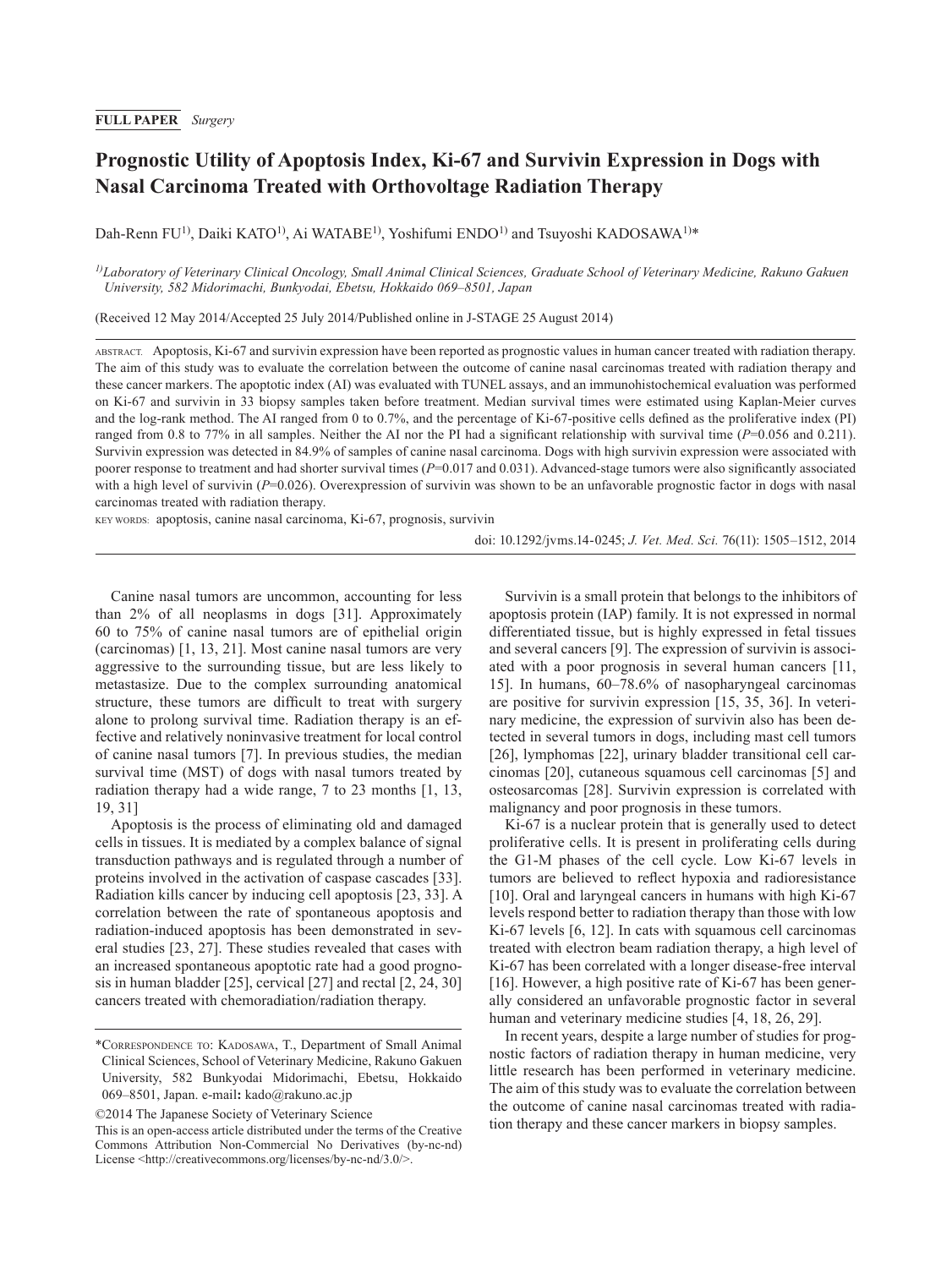**FULL PAPER** *Surgery*

# Prognostic Utility of Apoptosis Index, Ki-67 and Survivin Expression in Dogs with Nasal Carcinoma Treated with Orthovoltage Radiation Therapy

Dah-Renn FU[1)], Daiki KATO[1)], Ai WATABE[1)], Yoshifumi ENDO[1)] and Tsuyoshi KADOSAWA[1)]*

*[1)]Laboratory of Veterinary Clinical Oncology, Small Animal Clinical Sciences, Graduate School of Veterinary Medicine, Rakuno Gakuen University, 582 Midorimachi, Bunkyodai, Ebetsu, Hokkaido 069–8501, Japan*

(Received 12 May 2014/Accepted 25 July 2014/Published online in J-STAGE 25 August 2014)

ABSTRACT. Apoptosis, Ki-67 and survivin expression have been reported as prognostic values in human cancer treated with radiation therapy. The aim of this study was to evaluate the correlation between the outcome of canine nasal carcinomas treated with radiation therapy and these cancer markers. The apoptotic index (AI) was evaluated with TUNEL assays, and an immunohistochemical evaluation was performed on Ki-67 and survivin in 33 biopsy samples taken before treatment. Median survival times were estimated using Kaplan-Meier curves and the log-rank method. The AI ranged from 0 to 0.7%, and the percentage of Ki-67-positive cells defined as the proliferative index (PI) ranged from 0.8 to 77% in all samples. Neither the AI nor the PI had a significant relationship with survival time ($P$=0.056 and 0.211). Survivin expression was detected in 84.9% of samples of canine nasal carcinoma. Dogs with high survivin expression were associated with poorer response to treatment and had shorter survival times ($P$=0.017 and 0.031). Advanced-stage tumors were also significantly associated with a high level of survivin ($P$=0.026). Overexpression of survivin was shown to be an unfavorable prognostic factor in dogs with nasal carcinomas treated with radiation therapy.

KEY WORDS: apoptosis, canine nasal carcinoma, Ki-67, prognosis, survivin

doi: 10.1292/jvms.14-0245; *J. Vet. Med. Sci.* 76(11): 1505–1512, 2014

Canine nasal tumors are uncommon, accounting for less than 2% of all neoplasms in dogs [31]. Approximately 60 to 75% of canine nasal tumors are of epithelial origin (carcinomas) [1, 13, 21]. Most canine nasal tumors are very aggressive to the surrounding tissue, but are less likely to metastasize. Due to the complex surrounding anatomical structure, these tumors are difficult to treat with surgery alone to prolong survival time. Radiation therapy is an effective and relatively noninvasive treatment for local control of canine nasal tumors [7]. In previous studies, the median survival time (MST) of dogs with nasal tumors treated by radiation therapy had a wide range, 7 to 23 months [1, 13, 19, 31]

Apoptosis is the process of eliminating old and damaged cells in tissues. It is mediated by a complex balance of signal transduction pathways and is regulated through a number of proteins involved in the activation of caspase cascades [33]. Radiation kills cancer by inducing cell apoptosis [23, 33]. A correlation between the rate of spontaneous apoptosis and radiation-induced apoptosis has been demonstrated in several studies [23, 27]. These studies revealed that cases with an increased spontaneous apoptotic rate had a good prognosis in human bladder [25], cervical [27] and rectal [2, 24, 30] cancers treated with chemoradiation/radiation therapy.

Survivin is a small protein that belongs to the inhibitors of apoptosis protein (IAP) family. It is not expressed in normal differentiated tissue, but is highly expressed in fetal tissues and several cancers [9]. The expression of survivin is associated with a poor prognosis in several human cancers [11, 15]. In humans, 60–78.6% of nasopharyngeal carcinomas are positive for survivin expression [15, 35, 36]. In veterinary medicine, the expression of survivin also has been detected in several tumors in dogs, including mast cell tumors [26], lymphomas [22], urinary bladder transitional cell carcinomas [20], cutaneous squamous cell carcinomas [5] and osteosarcomas [28]. Survivin expression is correlated with malignancy and poor prognosis in these tumors.

Ki-67 is a nuclear protein that is generally used to detect proliferative cells. It is present in proliferating cells during the G1-M phases of the cell cycle. Low Ki-67 levels in tumors are believed to reflect hypoxia and radioresistance [10]. Oral and laryngeal cancers in humans with high Ki-67 levels respond better to radiation therapy than those with low Ki-67 levels [6, 12]. In cats with squamous cell carcinomas treated with electron beam radiation therapy, a high level of Ki-67 has been correlated with a longer disease-free interval [16]. However, a high positive rate of Ki-67 has been generally considered an unfavorable prognostic factor in several human and veterinary medicine studies [4, 18, 26, 29].

In recent years, despite a large number of studies for prognostic factors of radiation therapy in human medicine, very little research has been performed in veterinary medicine. The aim of this study was to evaluate the correlation between the outcome of canine nasal carcinomas treated with radiation therapy and these cancer markers in biopsy samples.

*Correspondence to: Kadosawa, T., Department of Small Animal Clinical Sciences, School of Veterinary Medicine, Rakuno Gakuen University, 582 Bunkyodai Midorimachi, Ebetsu, Hokkaido 069–8501, Japan. e-mail: kado@rakuno.ac.jp

©2014 The Japanese Society of Veterinary Science

This is an open-access article distributed under the terms of the Creative Commons Attribution Non-Commercial No Derivatives (by-nc-nd) License <http://creativecommons.org/licenses/by-nc-nd/3.0/>.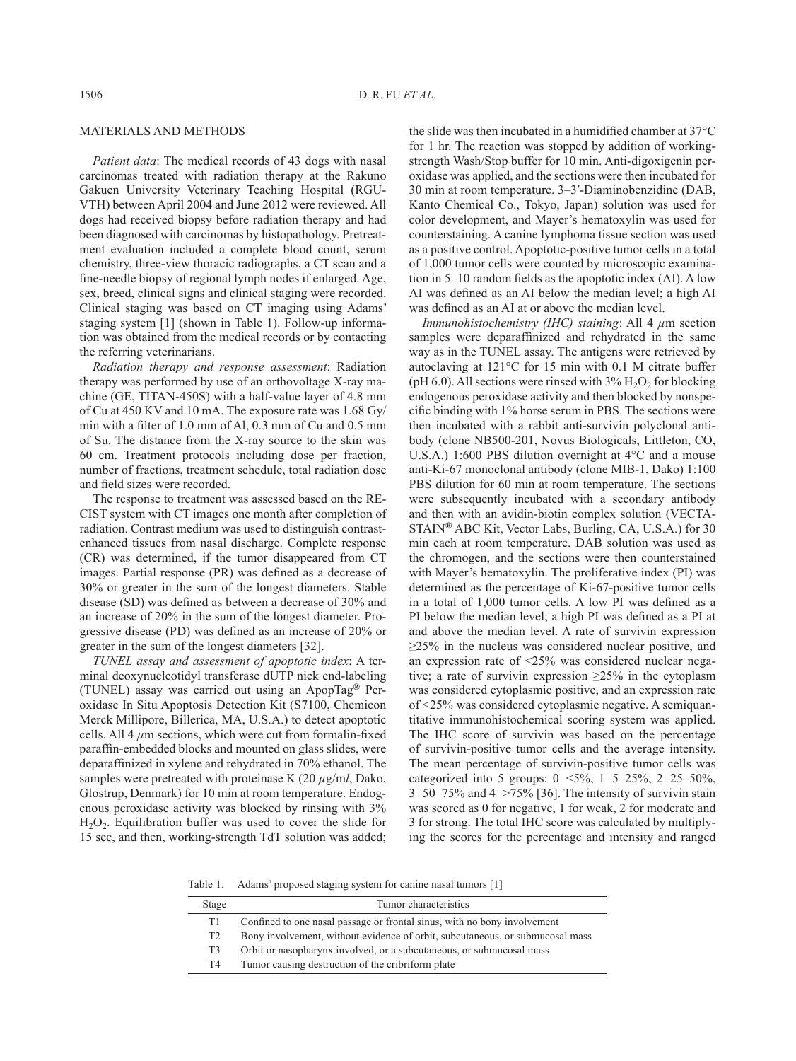## MATERIALS AND METHODS

*Patient data*: The medical records of 43 dogs with nasal carcinomas treated with radiation therapy at the Rakuno Gakuen University Veterinary Teaching Hospital (RGU-VTH) between April 2004 and June 2012 were reviewed. All dogs had received biopsy before radiation therapy and had been diagnosed with carcinomas by histopathology. Pretreatment evaluation included a complete blood count, serum chemistry, three-view thoracic radiographs, a CT scan and a fine-needle biopsy of regional lymph nodes if enlarged. Age, sex, breed, clinical signs and clinical staging were recorded. Clinical staging was based on CT imaging using Adams' staging system [1] (shown in Table 1). Follow-up information was obtained from the medical records or by contacting the referring veterinarians.

*Radiation therapy and response assessment*: Radiation therapy was performed by use of an orthovoltage X-ray machine (GE, TITAN-450S) with a half-value layer of 4.8 mm of Cu at 450 KV and 10 mA. The exposure rate was 1.68 Gy/min with a filter of 1.0 mm of Al, 0.3 mm of Cu and 0.5 mm of Su. The distance from the X-ray source to the skin was 60 cm. Treatment protocols including dose per fraction, number of fractions, treatment schedule, total radiation dose and field sizes were recorded.

The response to treatment was assessed based on the RECIST system with CT images one month after completion of radiation. Contrast medium was used to distinguish contrast-enhanced tissues from nasal discharge. Complete response (CR) was determined, if the tumor disappeared from CT images. Partial response (PR) was defined as a decrease of 30% or greater in the sum of the longest diameters. Stable disease (SD) was defined as between a decrease of 30% and an increase of 20% in the sum of the longest diameter. Progressive disease (PD) was defined as an increase of 20% or greater in the sum of the longest diameters [32].

*TUNEL assay and assessment of apoptotic index*: A terminal deoxynucleotidyl transferase dUTP nick end-labeling (TUNEL) assay was carried out using an ApopTag® Peroxidase In Situ Apoptosis Detection Kit (S7100, Chemicon Merck Millipore, Billerica, MA, U.S.A.) to detect apoptotic cells. All 4 $\mu$m sections, which were cut from formalin-fixed paraffin-embedded blocks and mounted on glass slides, were deparaffinized in xylene and rehydrated in 70% ethanol. The samples were pretreated with proteinase K (20 $\mu$g/m*l*, Dako, Glostrup, Denmark) for 10 min at room temperature. Endogenous peroxidase activity was blocked by rinsing with 3% $H_2O_2$. Equilibration buffer was used to cover the slide for 15 sec, and then, working-strength TdT solution was added; the slide was then incubated in a humidified chamber at 37°C for 1 hr. The reaction was stopped by addition of working-strength Wash/Stop buffer for 10 min. Anti-digoxigenin peroxidase was applied, and the sections were then incubated for 30 min at room temperature. 3–3′-Diaminobenzidine (DAB, Kanto Chemical Co., Tokyo, Japan) solution was used for color development, and Mayer's hematoxylin was used for counterstaining. A canine lymphoma tissue section was used as a positive control. Apoptotic-positive tumor cells in a total of 1,000 tumor cells were counted by microscopic examination in 5–10 random fields as the apoptotic index (AI). A low AI was defined as an AI below the median level; a high AI was defined as an AI at or above the median level.

*Immunohistochemistry (IHC) staining*: All 4 $\mu$m section samples were deparaffinized and rehydrated in the same way as in the TUNEL assay. The antigens were retrieved by autoclaving at 121°C for 15 min with 0.1 M citrate buffer (pH 6.0). All sections were rinsed with 3% $H_2O_2$ for blocking endogenous peroxidase activity and then blocked by nonspecific binding with 1% horse serum in PBS. The sections were then incubated with a rabbit anti-survivin polyclonal antibody (clone NB500-201, Novus Biologicals, Littleton, CO, U.S.A.) 1:600 PBS dilution overnight at 4°C and a mouse anti-Ki-67 monoclonal antibody (clone MIB-1, Dako) 1:100 PBS dilution for 60 min at room temperature. The sections were subsequently incubated with a secondary antibody and then with an avidin-biotin complex solution (VECTASTAIN® ABC Kit, Vector Labs, Burling, CA, U.S.A.) for 30 min each at room temperature. DAB solution was used as the chromogen, and the sections were then counterstained with Mayer's hematoxylin. The proliferative index (PI) was determined as the percentage of Ki-67-positive tumor cells in a total of 1,000 tumor cells. A low PI was defined as a PI below the median level; a high PI was defined as a PI at and above the median level. A rate of survivin expression ≥25% in the nucleus was considered nuclear positive, and an expression rate of <25% was considered nuclear negative; a rate of survivin expression ≥25% in the cytoplasm was considered cytoplasmic positive, and an expression rate of <25% was considered cytoplasmic negative. A semiquantitative immunohistochemical scoring system was applied. The IHC score of survivin was based on the percentage of survivin-positive tumor cells and the average intensity. The mean percentage of survivin-positive tumor cells was categorized into 5 groups: 0=<5%, 1=5–25%, 2=25–50%, 3=50–75% and 4=>75% [36]. The intensity of survivin stain was scored as 0 for negative, 1 for weak, 2 for moderate and 3 for strong. The total IHC score was calculated by multiplying the scores for the percentage and intensity and ranged

Table 1. Adams' proposed staging system for canine nasal tumors [1]

| Stage | Tumor characteristics |
|---|---|
| T1 | Confined to one nasal passage or frontal sinus, with no bony involvement |
| T2 | Bony involvement, without evidence of orbit, subcutaneous, or submucosal mass |
| T3 | Orbit or nasopharynx involved, or a subcutaneous, or submucosal mass |
| T4 | Tumor causing destruction of the cribriform plate |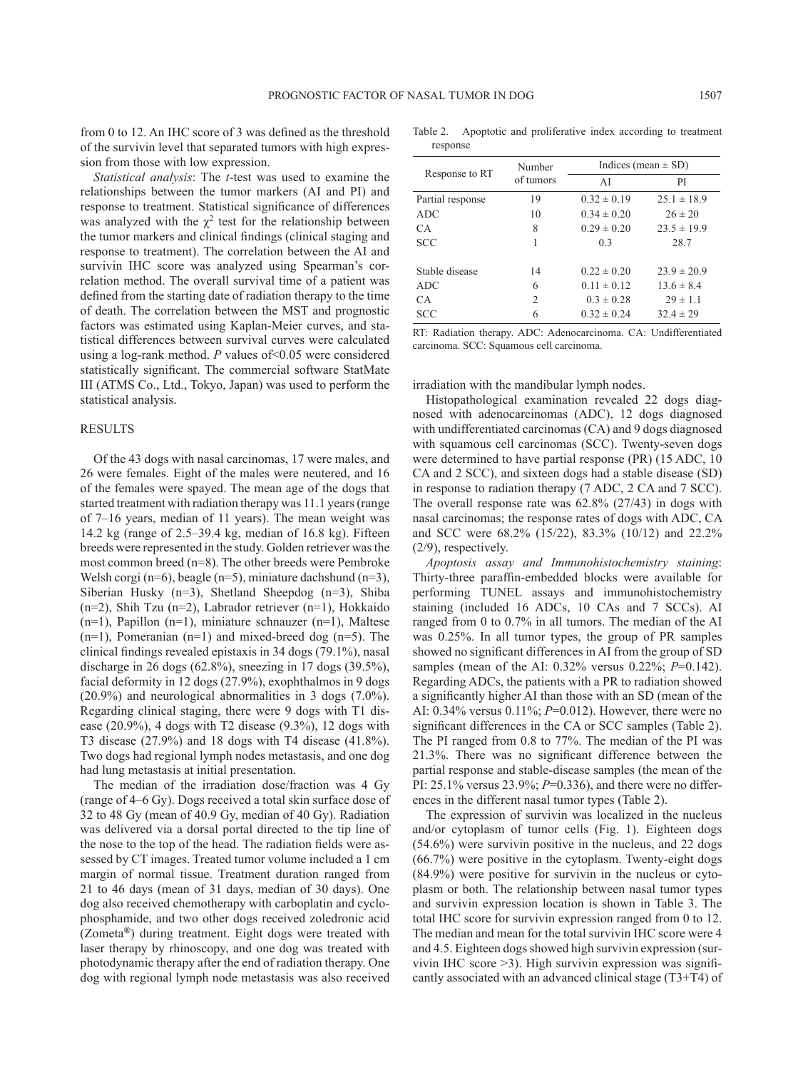from 0 to 12. An IHC score of 3 was defined as the threshold of the survivin level that separated tumors with high expression from those with low expression.

*Statistical analysis*: The *t*-test was used to examine the relationships between the tumor markers (AI and PI) and response to treatment. Statistical significance of differences was analyzed with the $\chi^2$ test for the relationship between the tumor markers and clinical findings (clinical staging and response to treatment). The correlation between the AI and survivin IHC score was analyzed using Spearman's correlation method. The overall survival time of a patient was defined from the starting date of radiation therapy to the time of death. The correlation between the MST and prognostic factors was estimated using Kaplan-Meier curves, and statistical differences between survival curves were calculated using a log-rank method. *P* values of<0.05 were considered statistically significant. The commercial software StatMate III (ATMS Co., Ltd., Tokyo, Japan) was used to perform the statistical analysis.

## RESULTS

Of the 43 dogs with nasal carcinomas, 17 were males, and 26 were females. Eight of the males were neutered, and 16 of the females were spayed. The mean age of the dogs that started treatment with radiation therapy was 11.1 years (range of 7–16 years, median of 11 years). The mean weight was 14.2 kg (range of 2.5–39.4 kg, median of 16.8 kg). Fifteen breeds were represented in the study. Golden retriever was the most common breed (n=8). The other breeds were Pembroke Welsh corgi (n=6), beagle (n=5), miniature dachshund (n=3), Siberian Husky (n=3), Shetland Sheepdog (n=3), Shiba (n=2), Shih Tzu (n=2), Labrador retriever (n=1), Hokkaido (n=1), Papillon (n=1), miniature schnauzer (n=1), Maltese (n=1), Pomeranian (n=1) and mixed-breed dog (n=5). The clinical findings revealed epistaxis in 34 dogs (79.1%), nasal discharge in 26 dogs (62.8%), sneezing in 17 dogs (39.5%), facial deformity in 12 dogs (27.9%), exophthalmos in 9 dogs (20.9%) and neurological abnormalities in 3 dogs (7.0%). Regarding clinical staging, there were 9 dogs with T1 disease (20.9%), 4 dogs with T2 disease (9.3%), 12 dogs with T3 disease (27.9%) and 18 dogs with T4 disease (41.8%). Two dogs had regional lymph nodes metastasis, and one dog had lung metastasis at initial presentation.

The median of the irradiation dose/fraction was 4 Gy (range of 4–6 Gy). Dogs received a total skin surface dose of 32 to 48 Gy (mean of 40.9 Gy, median of 40 Gy). Radiation was delivered via a dorsal portal directed to the tip line of the nose to the top of the head. The radiation fields were assessed by CT images. Treated tumor volume included a 1 cm margin of normal tissue. Treatment duration ranged from 21 to 46 days (mean of 31 days, median of 30 days). One dog also received chemotherapy with carboplatin and cyclophosphamide, and two other dogs received zoledronic acid (Zometa®) during treatment. Eight dogs were treated with laser therapy by rhinoscopy, and one dog was treated with photodynamic therapy after the end of radiation therapy. One dog with regional lymph node metastasis was also received irradiation with the mandibular lymph nodes.

Table 2. Apoptotic and proliferative index according to treatment response

| Response to RT | Number of tumors | Indices (mean ± SD) | |
|---|---|---|---|
| | | AI | PI |
| Partial response | 19 | 0.32 ± 0.19 | 25.1 ± 18.9 |
| ADC | 10 | 0.34 ± 0.20 | 26 ± 20 |
| CA | 8 | 0.29 ± 0.20 | 23.5 ± 19.9 |
| SCC | 1 | 0.3 | 28.7 |
| Stable disease | 14 | 0.22 ± 0.20 | 23.9 ± 20.9 |
| ADC | 6 | 0.11 ± 0.12 | 13.6 ± 8.4 |
| CA | 2 | 0.3 ± 0.28 | 29 ± 1.1 |
| SCC | 6 | 0.32 ± 0.24 | 32.4 ± 29 |

RT: Radiation therapy. ADC: Adenocarcinoma. CA: Undifferentiated carcinoma. SCC: Squamous cell carcinoma.

Histopathological examination revealed 22 dogs diagnosed with adenocarcinomas (ADC), 12 dogs diagnosed with undifferentiated carcinomas (CA) and 9 dogs diagnosed with squamous cell carcinomas (SCC). Twenty-seven dogs were determined to have partial response (PR) (15 ADC, 10 CA and 2 SCC), and sixteen dogs had a stable disease (SD) in response to radiation therapy (7 ADC, 2 CA and 7 SCC). The overall response rate was 62.8% (27/43) in dogs with nasal carcinomas; the response rates of dogs with ADC, CA and SCC were 68.2% (15/22), 83.3% (10/12) and 22.2% (2/9), respectively.

*Apoptosis assay and Immunohistochemistry staining*: Thirty-three paraffin-embedded blocks were available for performing TUNEL assays and immunohistochemistry staining (included 16 ADCs, 10 CAs and 7 SCCs). AI ranged from 0 to 0.7% in all tumors. The median of the AI was 0.25%. In all tumor types, the group of PR samples showed no significant differences in AI from the group of SD samples (mean of the AI: 0.32% versus 0.22%; *P*=0.142). Regarding ADCs, the patients with a PR to radiation showed a significantly higher AI than those with an SD (mean of the AI: 0.34% versus 0.11%; *P*=0.012). However, there were no significant differences in the CA or SCC samples (Table 2). The PI ranged from 0.8 to 77%. The median of the PI was 21.3%. There was no significant difference between the partial response and stable-disease samples (the mean of the PI: 25.1% versus 23.9%; *P*=0.336), and there were no differences in the different nasal tumor types (Table 2).

The expression of survivin was localized in the nucleus and/or cytoplasm of tumor cells (Fig. 1). Eighteen dogs (54.6%) were survivin positive in the nucleus, and 22 dogs (66.7%) were positive in the cytoplasm. Twenty-eight dogs (84.9%) were positive for survivin in the nucleus or cytoplasm or both. The relationship between nasal tumor types and survivin expression location is shown in Table 3. The total IHC score for survivin expression ranged from 0 to 12. The median and mean for the total survivin IHC score were 4 and 4.5. Eighteen dogs showed high survivin expression (survivin IHC score >3). High survivin expression was significantly associated with an advanced clinical stage (T3+T4) of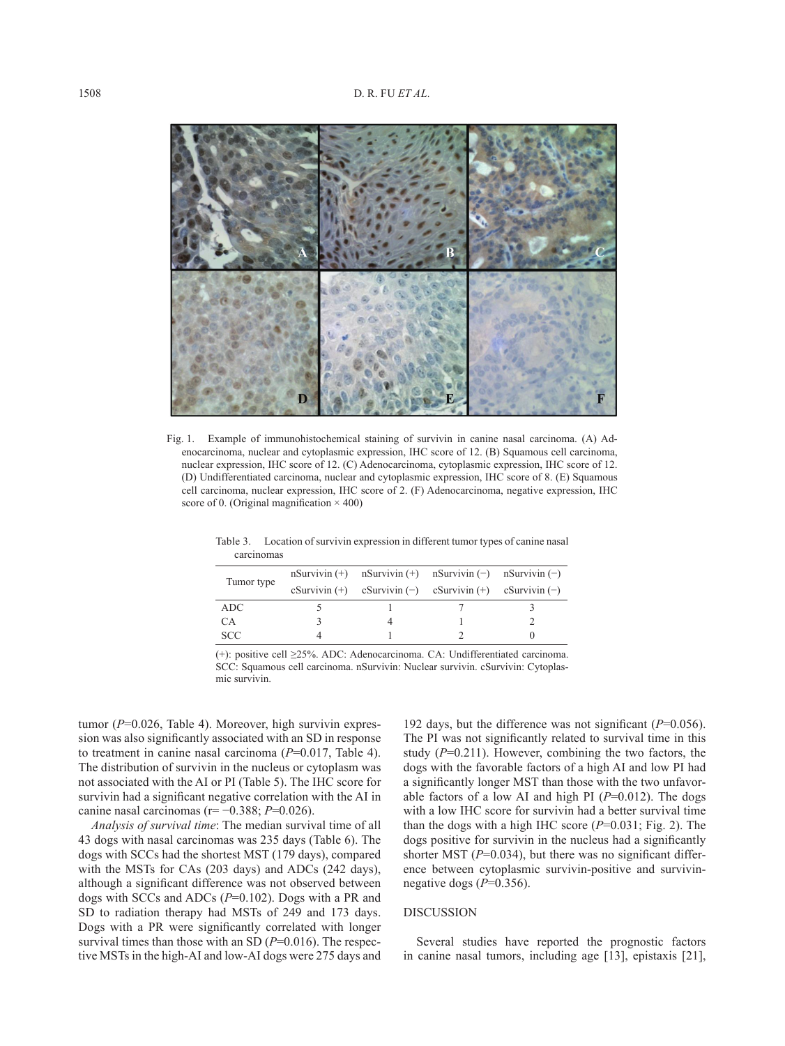Fig. 1. Example of immunohistochemical staining of survivin in canine nasal carcinoma. (A) Adenocarcinoma, nuclear and cytoplasmic expression, IHC score of 12. (B) Squamous cell carcinoma, nuclear expression, IHC score of 12. (C) Adenocarcinoma, cytoplasmic expression, IHC score of 12. (D) Undifferentiated carcinoma, nuclear and cytoplasmic expression, IHC score of 8. (E) Squamous cell carcinoma, nuclear expression, IHC score of 2. (F) Adenocarcinoma, negative expression, IHC score of 0. (Original magnification × 400)

Table 3. Location of survivin expression in different tumor types of canine nasal carcinomas

| Tumor type | nSurvivin (+) cSurvivin (+) | nSurvivin (+) cSurvivin (−) | nSurvivin (−) cSurvivin (+) | nSurvivin (−) cSurvivin (−) |
|---|---|---|---|---|
| ADC | 5 | 1 | 7 | 3 |
| CA | 3 | 4 | 1 | 2 |
| SCC | 4 | 1 | 2 | 0 |

(+): positive cell ≥25%. ADC: Adenocarcinoma. CA: Undifferentiated carcinoma. SCC: Squamous cell carcinoma. nSurvivin: Nuclear survivin. cSurvivin: Cytoplasmic survivin.

tumor ($P$=0.026, Table 4). Moreover, high survivin expression was also significantly associated with an SD in response to treatment in canine nasal carcinoma ($P$=0.017, Table 4). The distribution of survivin in the nucleus or cytoplasm was not associated with the AI or PI (Table 5). The IHC score for survivin had a significant negative correlation with the AI in canine nasal carcinomas (r= −0.388; $P$=0.026).

*Analysis of survival time*: The median survival time of all 43 dogs with nasal carcinomas was 235 days (Table 6). The dogs with SCCs had the shortest MST (179 days), compared with the MSTs for CAs (203 days) and ADCs (242 days), although a significant difference was not observed between dogs with SCCs and ADCs ($P$=0.102). Dogs with a PR and SD to radiation therapy had MSTs of 249 and 173 days. Dogs with a PR were significantly correlated with longer survival times than those with an SD ($P$=0.016). The respective MSTs in the high-AI and low-AI dogs were 275 days and 192 days, but the difference was not significant ($P$=0.056). The PI was not significantly related to survival time in this study ($P$=0.211). However, combining the two factors, the dogs with the favorable factors of a high AI and low PI had a significantly longer MST than those with the two unfavorable factors of a low AI and high PI ($P$=0.012). The dogs with a low IHC score for survivin had a better survival time than the dogs with a high IHC score ($P$=0.031; Fig. 2). The dogs positive for survivin in the nucleus had a significantly shorter MST ($P$=0.034), but there was no significant difference between cytoplasmic survivin-positive and survivin-negative dogs ($P$=0.356).

## DISCUSSION

Several studies have reported the prognostic factors in canine nasal tumors, including age [13], epistaxis [21],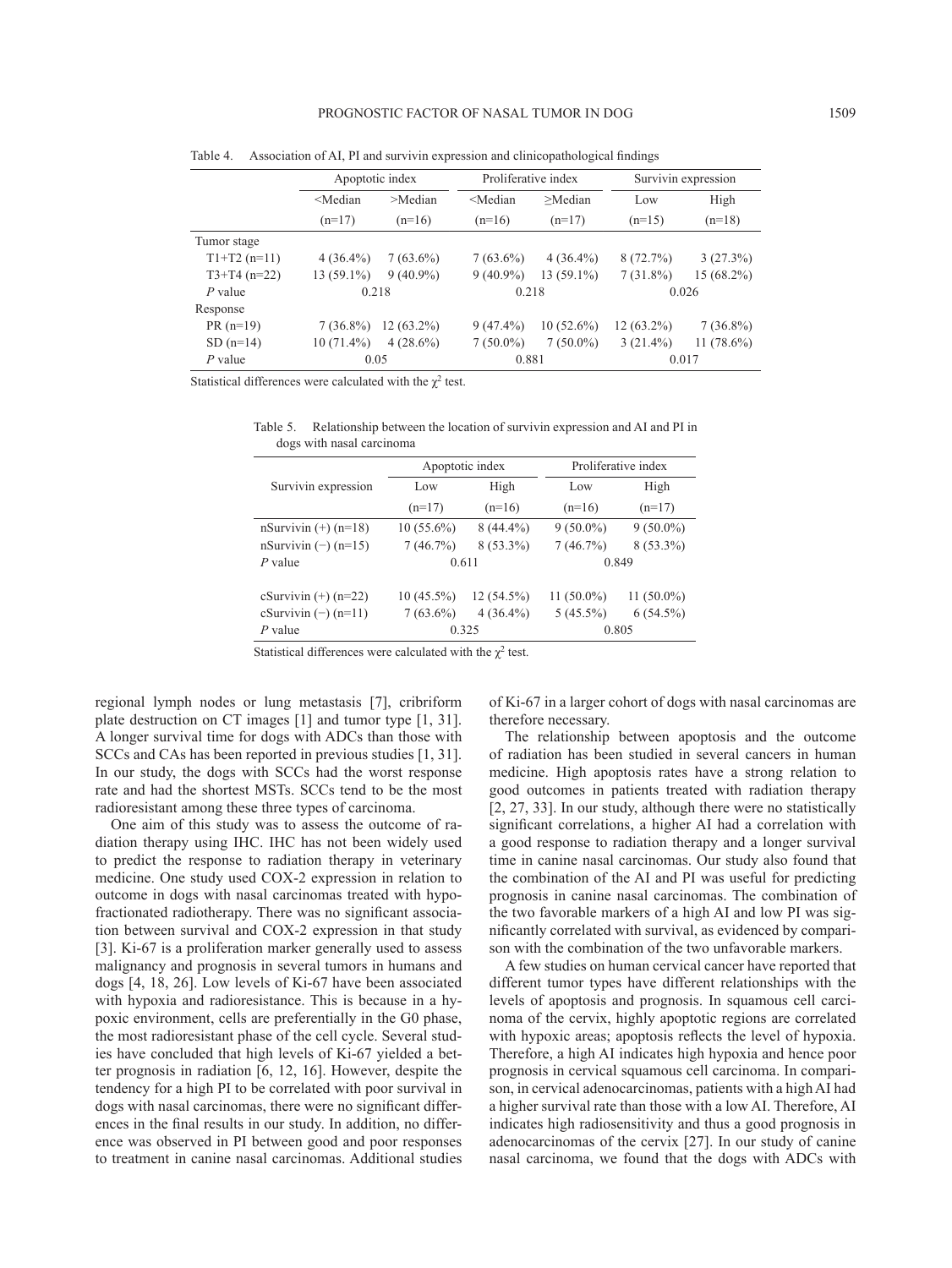Table 4. Association of AI, PI and survivin expression and clinicopathological findings

| | Apoptotic index | | Proliferative index | | Survivin expression | |
|---|---|---|---|---|---|---|
| | <Median | >Median | <Median | ≥Median | Low | High |
| | (n=17) | (n=16) | (n=16) | (n=17) | (n=15) | (n=18) |
| Tumor stage | | | | | | |
| T1+T2 (n=11) | 4 (36.4%) | 7 (63.6%) | 7 (63.6%) | 4 (36.4%) | 8 (72.7%) | 3 (27.3%) |
| T3+T4 (n=22) | 13 (59.1%) | 9 (40.9%) | 9 (40.9%) | 13 (59.1%) | 7 (31.8%) | 15 (68.2%) |
| *P* value | 0.218 | | 0.218 | | 0.026 | |
| Response | | | | | | |
| PR (n=19) | 7 (36.8%) | 12 (63.2%) | 9 (47.4%) | 10 (52.6%) | 12 (63.2%) | 7 (36.8%) |
| SD (n=14) | 10 (71.4%) | 4 (28.6%) | 7 (50.0%) | 7 (50.0%) | 3 (21.4%) | 11 (78.6%) |
| *P* value | 0.05 | | 0.881 | | 0.017 | |

Statistical differences were calculated with the $\chi^2$ test.

Table 5. Relationship between the location of survivin expression and AI and PI in dogs with nasal carcinoma

| Survivin expression | Apoptotic index | | Proliferative index | |
|---|---|---|---|---|
| | Low | High | Low | High |
| | (n=17) | (n=16) | (n=16) | (n=17) |
| nSurvivin (+) (n=18) | 10 (55.6%) | 8 (44.4%) | 9 (50.0%) | 9 (50.0%) |
| nSurvivin (−) (n=15) | 7 (46.7%) | 8 (53.3%) | 7 (46.7%) | 8 (53.3%) |
| *P* value | 0.611 | | 0.849 | |
| cSurvivin (+) (n=22) | 10 (45.5%) | 12 (54.5%) | 11 (50.0%) | 11 (50.0%) |
| cSurvivin (−) (n=11) | 7 (63.6%) | 4 (36.4%) | 5 (45.5%) | 6 (54.5%) |
| *P* value | 0.325 | | 0.805 | |

Statistical differences were calculated with the $\chi^2$ test.

regional lymph nodes or lung metastasis [7], cribriform plate destruction on CT images [1] and tumor type [1, 31]. A longer survival time for dogs with ADCs than those with SCCs and CAs has been reported in previous studies [1, 31]. In our study, the dogs with SCCs had the worst response rate and had the shortest MSTs. SCCs tend to be the most radioresistant among these three types of carcinoma.

One aim of this study was to assess the outcome of radiation therapy using IHC. IHC has not been widely used to predict the response to radiation therapy in veterinary medicine. One study used COX-2 expression in relation to outcome in dogs with nasal carcinomas treated with hypofractionated radiotherapy. There was no significant association between survival and COX-2 expression in that study [3]. Ki-67 is a proliferation marker generally used to assess malignancy and prognosis in several tumors in humans and dogs [4, 18, 26]. Low levels of Ki-67 have been associated with hypoxia and radioresistance. This is because in a hypoxic environment, cells are preferentially in the G0 phase, the most radioresistant phase of the cell cycle. Several studies have concluded that high levels of Ki-67 yielded a better prognosis in radiation [6, 12, 16]. However, despite the tendency for a high PI to be correlated with poor survival in dogs with nasal carcinomas, there were no significant differences in the final results in our study. In addition, no difference was observed in PI between good and poor responses to treatment in canine nasal carcinomas. Additional studies of Ki-67 in a larger cohort of dogs with nasal carcinomas are therefore necessary.

The relationship between apoptosis and the outcome of radiation has been studied in several cancers in human medicine. High apoptosis rates have a strong relation to good outcomes in patients treated with radiation therapy [2, 27, 33]. In our study, although there were no statistically significant correlations, a higher AI had a correlation with a good response to radiation therapy and a longer survival time in canine nasal carcinomas. Our study also found that the combination of the AI and PI was useful for predicting prognosis in canine nasal carcinomas. The combination of the two favorable markers of a high AI and low PI was significantly correlated with survival, as evidenced by comparison with the combination of the two unfavorable markers.

A few studies on human cervical cancer have reported that different tumor types have different relationships with the levels of apoptosis and prognosis. In squamous cell carcinoma of the cervix, highly apoptotic regions are correlated with hypoxic areas; apoptosis reflects the level of hypoxia. Therefore, a high AI indicates high hypoxia and hence poor prognosis in cervical squamous cell carcinoma. In comparison, in cervical adenocarcinomas, patients with a high AI had a higher survival rate than those with a low AI. Therefore, AI indicates high radiosensitivity and thus a good prognosis in adenocarcinomas of the cervix [27]. In our study of canine nasal carcinoma, we found that the dogs with ADCs with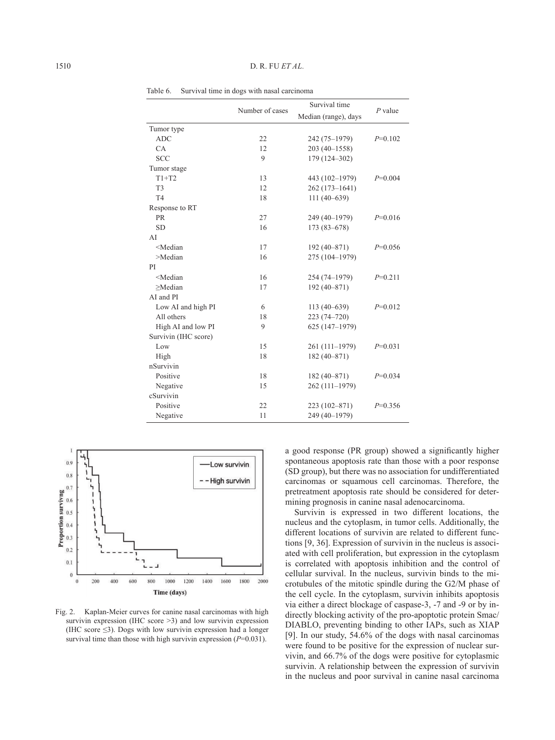Table 6. Survival time in dogs with nasal carcinoma

| | Number of cases | Survival time Median (range), days | P value |
|---|---|---|---|
| Tumor type | | | |
| ADC | 22 | 242 (75–1979) | $P$=0.102 |
| CA | 12 | 203 (40–1558) | |
| SCC | 9 | 179 (124–302) | |
| Tumor stage | | | |
| T1+T2 | 13 | 443 (102–1979) | $P$=0.004 |
| T3 | 12 | 262 (173–1641) | |
| T4 | 18 | 111 (40–639) | |
| Response to RT | | | |
| PR | 27 | 249 (40–1979) | $P$=0.016 |
| SD | 16 | 173 (83–678) | |
| AI | | | |
| <Median | 17 | 192 (40–871) | $P$=0.056 |
| >Median | 16 | 275 (104–1979) | |
| PI | | | |
| <Median | 16 | 254 (74–1979) | $P$=0.211 |
| ≥Median | 17 | 192 (40–871) | |
| AI and PI | | | |
| Low AI and high PI | 6 | 113 (40–639) | $P$=0.012 |
| All others | 18 | 223 (74–720) | |
| High AI and low PI | 9 | 625 (147–1979) | |
| Survivin (IHC score) | | | |
| Low | 15 | 261 (111–1979) | $P$=0.031 |
| High | 18 | 182 (40–871) | |
| nSurvivin | | | |
| Positive | 18 | 182 (40–871) | $P$=0.034 |
| Negative | 15 | 262 (111–1979) | |
| cSurvivin | | | |
| Positive | 22 | 223 (102–871) | $P$=0.356 |
| Negative | 11 | 249 (40–1979) | |

Fig. 2. Kaplan-Meier curves for canine nasal carcinomas with high survivin expression (IHC score >3) and low survivin expression (IHC score ≤3). Dogs with low survivin expression had a longer survival time than those with high survivin expression ($P$=0.031).

a good response (PR group) showed a significantly higher spontaneous apoptosis rate than those with a poor response (SD group), but there was no association for undifferentiated carcinomas or squamous cell carcinomas. Therefore, the pretreatment apoptosis rate should be considered for determining prognosis in canine nasal adenocarcinoma.

Survivin is expressed in two different locations, the nucleus and the cytoplasm, in tumor cells. Additionally, the different locations of survivin are related to different functions [9, 36]. Expression of survivin in the nucleus is associated with cell proliferation, but expression in the cytoplasm is correlated with apoptosis inhibition and the control of cellular survival. In the nucleus, survivin binds to the microtubules of the mitotic spindle during the G2/M phase of the cell cycle. In the cytoplasm, survivin inhibits apoptosis via either a direct blockage of caspase-3, -7 and -9 or by indirectly blocking activity of the pro-apoptotic protein Smac/DIABLO, preventing binding to other IAPs, such as XIAP [9]. In our study, 54.6% of the dogs with nasal carcinomas were found to be positive for the expression of nuclear survivin, and 66.7% of the dogs were positive for cytoplasmic survivin. A relationship between the expression of survivin in the nucleus and poor survival in canine nasal carcinoma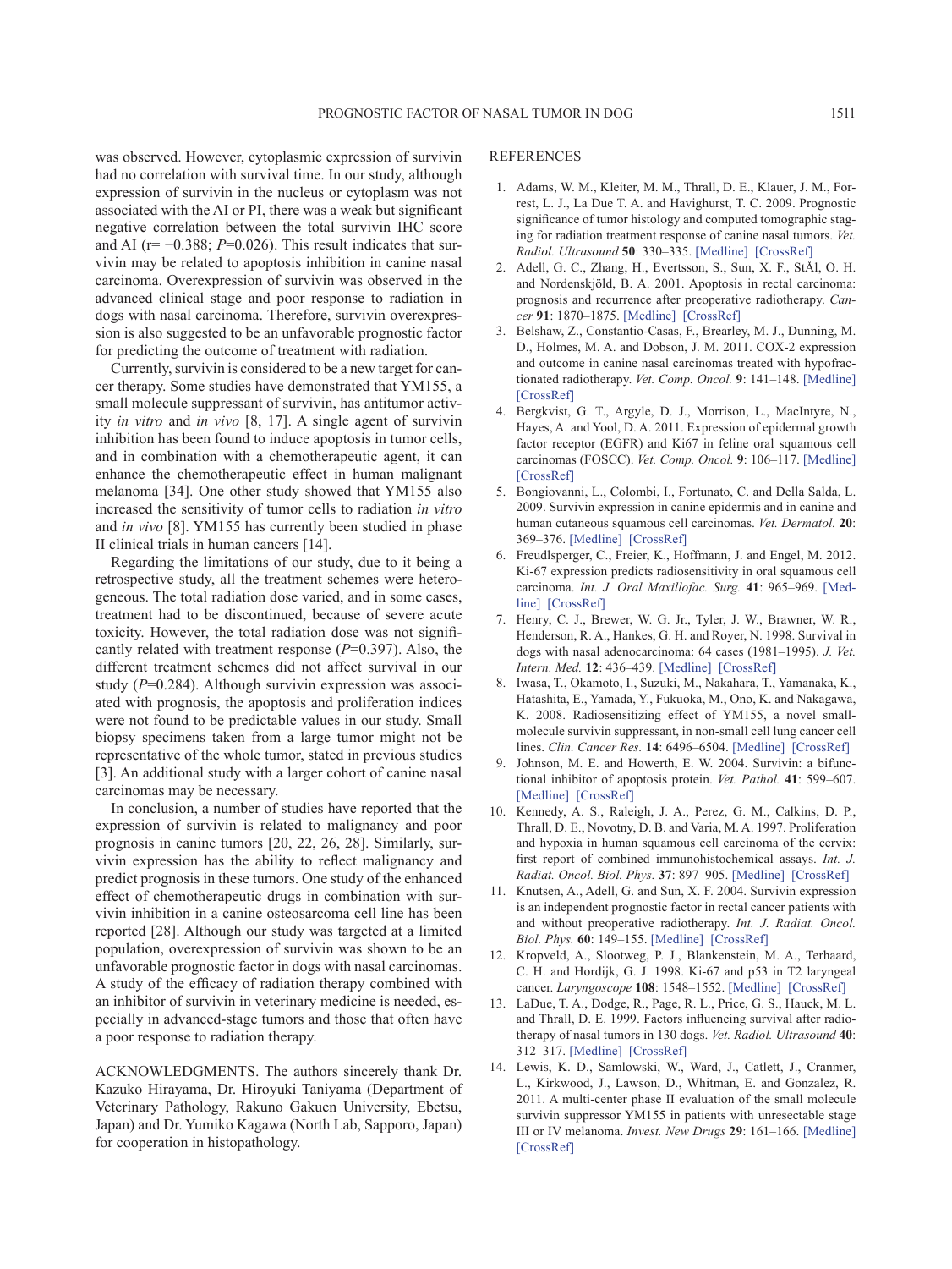was observed. However, cytoplasmic expression of survivin had no correlation with survival time. In our study, although expression of survivin in the nucleus or cytoplasm was not associated with the AI or PI, there was a weak but significant negative correlation between the total survivin IHC score and AI (r= −0.388; *P*=0.026). This result indicates that survivin may be related to apoptosis inhibition in canine nasal carcinoma. Overexpression of survivin was observed in the advanced clinical stage and poor response to radiation in dogs with nasal carcinoma. Therefore, survivin overexpression is also suggested to be an unfavorable prognostic factor for predicting the outcome of treatment with radiation.

Currently, survivin is considered to be a new target for cancer therapy. Some studies have demonstrated that YM155, a small molecule suppressant of survivin, has antitumor activity *in vitro* and *in vivo* [8, 17]. A single agent of survivin inhibition has been found to induce apoptosis in tumor cells, and in combination with a chemotherapeutic agent, it can enhance the chemotherapeutic effect in human malignant melanoma [34]. One other study showed that YM155 also increased the sensitivity of tumor cells to radiation *in vitro* and *in vivo* [8]. YM155 has currently been studied in phase II clinical trials in human cancers [14].

Regarding the limitations of our study, due to it being a retrospective study, all the treatment schemes were heterogeneous. The total radiation dose varied, and in some cases, treatment had to be discontinued, because of severe acute toxicity. However, the total radiation dose was not significantly related with treatment response (*P*=0.397). Also, the different treatment schemes did not affect survival in our study (*P*=0.284). Although survivin expression was associated with prognosis, the apoptosis and proliferation indices were not found to be predictable values in our study. Small biopsy specimens taken from a large tumor might not be representative of the whole tumor, stated in previous studies [3]. An additional study with a larger cohort of canine nasal carcinomas may be necessary.

In conclusion, a number of studies have reported that the expression of survivin is related to malignancy and poor prognosis in canine tumors [20, 22, 26, 28]. Similarly, survivin expression has the ability to reflect malignancy and predict prognosis in these tumors. One study of the enhanced effect of chemotherapeutic drugs in combination with survivin inhibition in a canine osteosarcoma cell line has been reported [28]. Although our study was targeted at a limited population, overexpression of survivin was shown to be an unfavorable prognostic factor in dogs with nasal carcinomas. A study of the efficacy of radiation therapy combined with an inhibitor of survivin in veterinary medicine is needed, especially in advanced-stage tumors and those that often have a poor response to radiation therapy.

ACKNOWLEDGMENTS. The authors sincerely thank Dr. Kazuko Hirayama, Dr. Hiroyuki Taniyama (Department of Veterinary Pathology, Rakuno Gakuen University, Ebetsu, Japan) and Dr. Yumiko Kagawa (North Lab, Sapporo, Japan) for cooperation in histopathology.

## REFERENCES

1. Adams, W. M., Kleiter, M. M., Thrall, D. E., Klauer, J. M., Forrest, L. J., La Due T. A. and Havighurst, T. C. 2009. Prognostic significance of tumor histology and computed tomographic staging for radiation treatment response of canine nasal tumors. *Vet. Radiol. Ultrasound* **50**: 330–335. [Medline] [CrossRef]
2. Adell, G. C., Zhang, H., Evertsson, S., Sun, X. F., StÅl, O. H. and Nordenskjöld, B. A. 2001. Apoptosis in rectal carcinoma: prognosis and recurrence after preoperative radiotherapy. *Cancer* **91**: 1870–1875. [Medline] [CrossRef]
3. Belshaw, Z., Constantio-Casas, F., Brearley, M. J., Dunning, M. D., Holmes, M. A. and Dobson, J. M. 2011. COX-2 expression and outcome in canine nasal carcinomas treated with hypofractionated radiotherapy. *Vet. Comp. Oncol.* **9**: 141–148. [Medline] [CrossRef]
4. Bergkvist, G. T., Argyle, D. J., Morrison, L., MacIntyre, N., Hayes, A. and Yool, D. A. 2011. Expression of epidermal growth factor receptor (EGFR) and Ki67 in feline oral squamous cell carcinomas (FOSCC). *Vet. Comp. Oncol.* **9**: 106–117. [Medline] [CrossRef]
5. Bongiovanni, L., Colombi, I., Fortunato, C. and Della Salda, L. 2009. Survivin expression in canine epidermis and in canine and human cutaneous squamous cell carcinomas. *Vet. Dermatol.* **20**: 369–376. [Medline] [CrossRef]
6. Freudlsperger, C., Freier, K., Hoffmann, J. and Engel, M. 2012. Ki-67 expression predicts radiosensitivity in oral squamous cell carcinoma. *Int. J. Oral Maxillofac. Surg.* **41**: 965–969. [Medline] [CrossRef]
7. Henry, C. J., Brewer, W. G. Jr., Tyler, J. W., Brawner, W. R., Henderson, R. A., Hankes, G. H. and Royer, N. 1998. Survival in dogs with nasal adenocarcinoma: 64 cases (1981–1995). *J. Vet. Intern. Med.* **12**: 436–439. [Medline] [CrossRef]
8. Iwasa, T., Okamoto, I., Suzuki, M., Nakahara, T., Yamanaka, K., Hatashita, E., Yamada, Y., Fukuoka, M., Ono, K. and Nakagawa, K. 2008. Radiosensitizing effect of YM155, a novel small-molecule survivin suppressant, in non-small cell lung cancer cell lines. *Clin. Cancer Res.* **14**: 6496–6504. [Medline] [CrossRef]
9. Johnson, M. E. and Howerth, E. W. 2004. Survivin: a bifunctional inhibitor of apoptosis protein. *Vet. Pathol.* **41**: 599–607. [Medline] [CrossRef]
10. Kennedy, A. S., Raleigh, J. A., Perez, G. M., Calkins, D. P., Thrall, D. E., Novotny, D. B. and Varia, M. A. 1997. Proliferation and hypoxia in human squamous cell carcinoma of the cervix: first report of combined immunohistochemical assays. *Int. J. Radiat. Oncol. Biol. Phys.* **37**: 897–905. [Medline] [CrossRef]
11. Knutsen, A., Adell, G. and Sun, X. F. 2004. Survivin expression is an independent prognostic factor in rectal cancer patients with and without preoperative radiotherapy. *Int. J. Radiat. Oncol. Biol. Phys.* **60**: 149–155. [Medline] [CrossRef]
12. Kropveld, A., Slootweg, P. J., Blankenstein, M. A., Terhaard, C. H. and Hordijk, G. J. 1998. Ki-67 and p53 in T2 laryngeal cancer. *Laryngoscope* **108**: 1548–1552. [Medline] [CrossRef]
13. LaDue, T. A., Dodge, R., Page, R. L., Price, G. S., Hauck, M. L. and Thrall, D. E. 1999. Factors influencing survival after radiotherapy of nasal tumors in 130 dogs. *Vet. Radiol. Ultrasound* **40**: 312–317. [Medline] [CrossRef]
14. Lewis, K. D., Samlowski, W., Ward, J., Catlett, J., Cranmer, L., Kirkwood, J., Lawson, D., Whitman, E. and Gonzalez, R. 2011. A multi-center phase II evaluation of the small molecule survivin suppressor YM155 in patients with unresectable stage III or IV melanoma. *Invest. New Drugs* **29**: 161–166. [Medline] [CrossRef]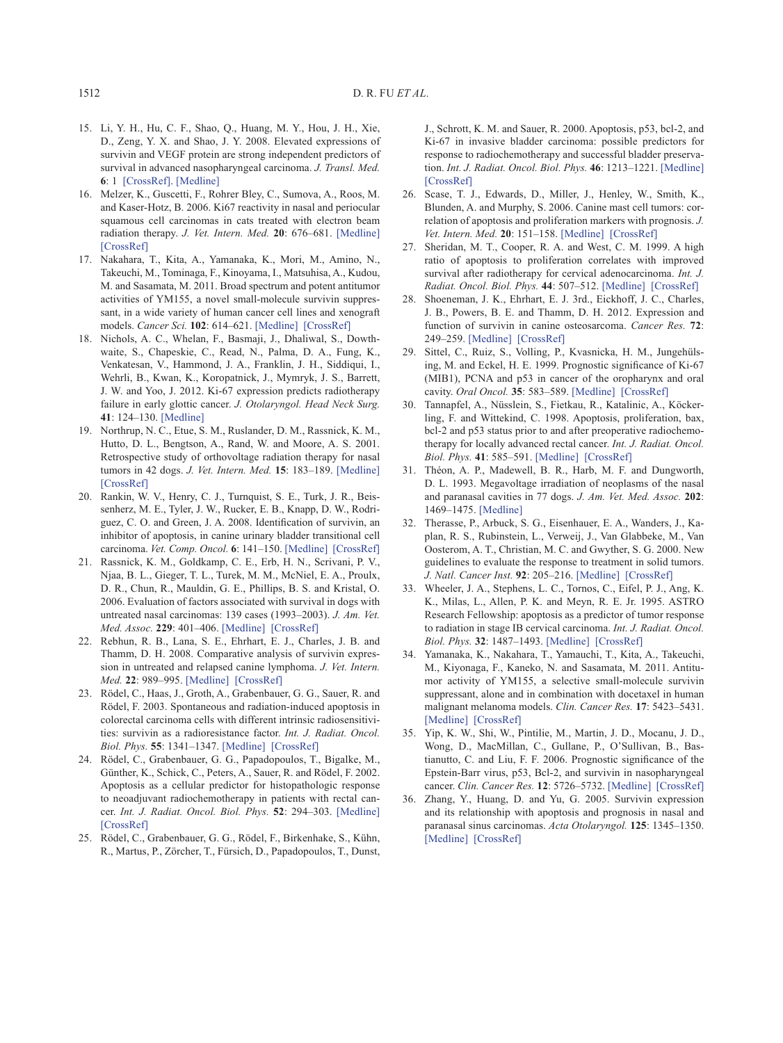15. Li, Y. H., Hu, C. F., Shao, Q., Huang, M. Y., Hou, J. H., Xie, D., Zeng, Y. X. and Shao, J. Y. 2008. Elevated expressions of survivin and VEGF protein are strong independent predictors of survival in advanced nasopharyngeal carcinoma. *J. Transl. Med.* **6**: 1 [CrossRef]. [Medline]
16. Melzer, K., Guscetti, F., Rohrer Bley, C., Sumova, A., Roos, M. and Kaser-Hotz, B. 2006. Ki67 reactivity in nasal and periocular squamous cell carcinomas in cats treated with electron beam radiation therapy. *J. Vet. Intern. Med.* **20**: 676–681. [Medline] [CrossRef]
17. Nakahara, T., Kita, A., Yamanaka, K., Mori, M., Amino, N., Takeuchi, M., Tominaga, F., Kinoyama, I., Matsuhisa, A., Kudou, M. and Sasamata, M. 2011. Broad spectrum and potent antitumor activities of YM155, a novel small-molecule survivin suppressant, in a wide variety of human cancer cell lines and xenograft models. *Cancer Sci.* **102**: 614–621. [Medline] [CrossRef]
18. Nichols, A. C., Whelan, F., Basmaji, J., Dhaliwal, S., Dowthwaite, S., Chapeskie, C., Read, N., Palma, D. A., Fung, K., Venkatesan, V., Hammond, J. A., Franklin, J. H., Siddiqui, I., Wehrli, B., Kwan, K., Koropatnick, J., Mymryk, J. S., Barrett, J. W. and Yoo, J. 2012. Ki-67 expression predicts radiotherapy failure in early glottic cancer. *J. Otolaryngol. Head Neck Surg.* **41**: 124–130. [Medline]
19. Northrup, N. C., Etue, S. M., Ruslander, D. M., Rassnick, K. M., Hutto, D. L., Bengtson, A., Rand, W. and Moore, A. S. 2001. Retrospective study of orthovoltage radiation therapy for nasal tumors in 42 dogs. *J. Vet. Intern. Med.* **15**: 183–189. [Medline] [CrossRef]
20. Rankin, W. V., Henry, C. J., Turnquist, S. E., Turk, J. R., Beissenherz, M. E., Tyler, J. W., Rucker, E. B., Knapp, D. W., Rodriguez, C. O. and Green, J. A. 2008. Identification of survivin, an inhibitor of apoptosis, in canine urinary bladder transitional cell carcinoma. *Vet. Comp. Oncol.* **6**: 141–150. [Medline] [CrossRef]
21. Rassnick, K. M., Goldkamp, C. E., Erb, H. N., Scrivani, P. V., Njaa, B. L., Gieger, T. L., Turek, M. M., McNiel, E. A., Proulx, D. R., Chun, R., Mauldin, G. E., Phillips, B. S. and Kristal, O. 2006. Evaluation of factors associated with survival in dogs with untreated nasal carcinomas: 139 cases (1993–2003). *J. Am. Vet. Med. Assoc.* **229**: 401–406. [Medline] [CrossRef]
22. Rebhun, R. B., Lana, S. E., Ehrhart, E. J., Charles, J. B. and Thamm, D. H. 2008. Comparative analysis of survivin expression in untreated and relapsed canine lymphoma. *J. Vet. Intern. Med.* **22**: 989–995. [Medline] [CrossRef]
23. Rödel, C., Haas, J., Groth, A., Grabenbauer, G. G., Sauer, R. and Rödel, F. 2003. Spontaneous and radiation-induced apoptosis in colorectal carcinoma cells with different intrinsic radiosensitivities: survivin as a radioresistance factor. *Int. J. Radiat. Oncol. Biol. Phys.* **55**: 1341–1347. [Medline] [CrossRef]
24. Rödel, C., Grabenbauer, G. G., Papadopoulos, T., Bigalke, M., Günther, K., Schick, C., Peters, A., Sauer, R. and Rödel, F. 2002. Apoptosis as a cellular predictor for histopathologic response to neoadjuvant radiochemotherapy in patients with rectal cancer. *Int. J. Radiat. Oncol. Biol. Phys.* **52**: 294–303. [Medline] [CrossRef]
25. Rödel, C., Grabenbauer, G. G., Rödel, F., Birkenhake, S., Kühn, R., Martus, P., Zörcher, T., Fürsich, D., Papadopoulos, T., Dunst, J., Schrott, K. M. and Sauer, R. 2000. Apoptosis, p53, bcl-2, and Ki-67 in invasive bladder carcinoma: possible predictors for response to radiochemotherapy and successful bladder preservation. *Int. J. Radiat. Oncol. Biol. Phys.* **46**: 1213–1221. [Medline] [CrossRef]
26. Scase, T. J., Edwards, D., Miller, J., Henley, W., Smith, K., Blunden, A. and Murphy, S. 2006. Canine mast cell tumors: correlation of apoptosis and proliferation markers with prognosis. *J. Vet. Intern. Med.* **20**: 151–158. [Medline] [CrossRef]
27. Sheridan, M. T., Cooper, R. A. and West, C. M. 1999. A high ratio of apoptosis to proliferation correlates with improved survival after radiotherapy for cervical adenocarcinoma. *Int. J. Radiat. Oncol. Biol. Phys.* **44**: 507–512. [Medline] [CrossRef]
28. Shoeneman, J. K., Ehrhart, E. J. 3rd., Eickhoff, J. C., Charles, J. B., Powers, B. E. and Thamm, D. H. 2012. Expression and function of survivin in canine osteosarcoma. *Cancer Res.* **72**: 249–259. [Medline] [CrossRef]
29. Sittel, C., Ruiz, S., Volling, P., Kvasnicka, H. M., Jungehülsing, M. and Eckel, H. E. 1999. Prognostic significance of Ki-67 (MIB1), PCNA and p53 in cancer of the oropharynx and oral cavity. *Oral Oncol.* **35**: 583–589. [Medline] [CrossRef]
30. Tannapfel, A., Nüsslein, S., Fietkau, R., Katalinic, A., Köckerling, F. and Wittekind, C. 1998. Apoptosis, proliferation, bax, bcl-2 and p53 status prior to and after preoperative radiochemotherapy for locally advanced rectal cancer. *Int. J. Radiat. Oncol. Biol. Phys.* **41**: 585–591. [Medline] [CrossRef]
31. Théon, A. P., Madewell, B. R., Harb, M. F. and Dungworth, D. L. 1993. Megavoltage irradiation of neoplasms of the nasal and paranasal cavities in 77 dogs. *J. Am. Vet. Med. Assoc.* **202**: 1469–1475. [Medline]
32. Therasse, P., Arbuck, S. G., Eisenhauer, E. A., Wanders, J., Kaplan, R. S., Rubinstein, L., Verweij, J., Van Glabbeke, M., Van Oosterom, A. T., Christian, M. C. and Gwyther, S. G. 2000. New guidelines to evaluate the response to treatment in solid tumors. *J. Natl. Cancer Inst.* **92**: 205–216. [Medline] [CrossRef]
33. Wheeler, J. A., Stephens, L. C., Tornos, C., Eifel, P. J., Ang, K. K., Milas, L., Allen, P. K. and Meyn, R. E. Jr. 1995. ASTRO Research Fellowship: apoptosis as a predictor of tumor response to radiation in stage IB cervical carcinoma. *Int. J. Radiat. Oncol. Biol. Phys.* **32**: 1487–1493. [Medline] [CrossRef]
34. Yamanaka, K., Nakahara, T., Yamauchi, T., Kita, A., Takeuchi, M., Kiyonaga, F., Kaneko, N. and Sasamata, M. 2011. Antitumor activity of YM155, a selective small-molecule survivin suppressant, alone and in combination with docetaxel in human malignant melanoma models. *Clin. Cancer Res.* **17**: 5423–5431. [Medline] [CrossRef]
35. Yip, K. W., Shi, W., Pintilie, M., Martin, J. D., Mocanu, J. D., Wong, D., MacMillan, C., Gullane, P., O'Sullivan, B., Bastianutto, C. and Liu, F. F. 2006. Prognostic significance of the Epstein-Barr virus, p53, Bcl-2, and survivin in nasopharyngeal cancer. *Clin. Cancer Res.* **12**: 5726–5732. [Medline] [CrossRef]
36. Zhang, Y., Huang, D. and Yu, G. 2005. Survivin expression and its relationship with apoptosis and prognosis in nasal and paranasal sinus carcinomas. *Acta Otolaryngol.* **125**: 1345–1350. [Medline] [CrossRef]